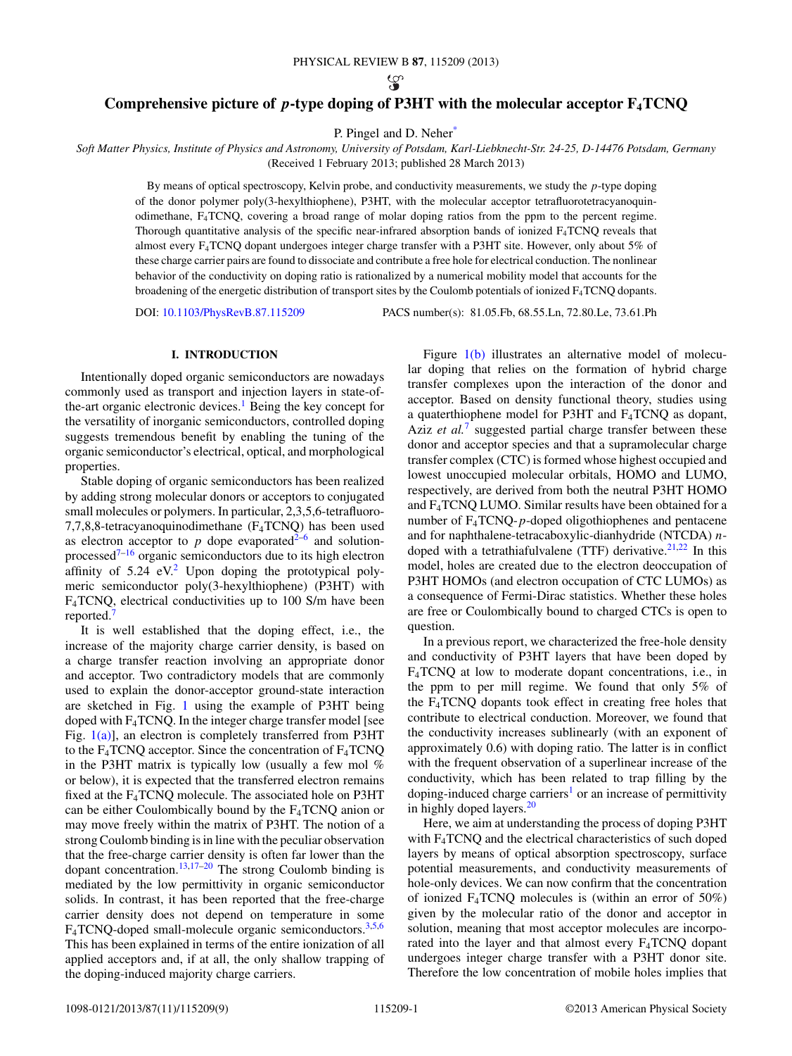# Comprehensive picture of *p*-type doping of P3HT with the molecular acceptor $F_4$TCNQ

P. Pingel and D. Neher[*]

*Soft Matter Physics, Institute of Physics and Astronomy, University of Potsdam, Karl-Liebknecht-Str. 24-25, D-14476 Potsdam, Germany*

(Received 1 February 2013; published 28 March 2013)

By means of optical spectroscopy, Kelvin probe, and conductivity measurements, we study the *p*-type doping of the donor polymer poly(3-hexylthiophene), P3HT, with the molecular acceptor tetrafluorotetracyanoquinodimethane, $F_4$TCNQ, covering a broad range of molar doping ratios from the ppm to the percent regime. Thorough quantitative analysis of the specific near-infrared absorption bands of ionized $F_4$TCNQ reveals that almost every $F_4$TCNQ dopant undergoes integer charge transfer with a P3HT site. However, only about 5% of these charge carrier pairs are found to dissociate and contribute a free hole for electrical conduction. The nonlinear behavior of the conductivity on doping ratio is rationalized by a numerical mobility model that accounts for the broadening of the energetic distribution of transport sites by the Coulomb potentials of ionized $F_4$TCNQ dopants.

DOI: 10.1103/PhysRevB.87.115209 PACS number(s): 81.05.Fb, 68.55.Ln, 72.80.Le, 73.61.Ph

## I. INTRODUCTION

Intentionally doped organic semiconductors are nowadays commonly used as transport and injection layers in state-of-the-art organic electronic devices.[1] Being the key concept for the versatility of inorganic semiconductors, controlled doping suggests tremendous benefit by enabling the tuning of the organic semiconductor's electrical, optical, and morphological properties.

Stable doping of organic semiconductors has been realized by adding strong molecular donors or acceptors to conjugated small molecules or polymers. In particular, 2,3,5,6-tetrafluoro-7,7,8,8-tetracyanoquinodimethane ($F_4$TCNQ) has been used as electron acceptor to *p* dope evaporated[2–6] and solution-processed[7–16] organic semiconductors due to its high electron affinity of 5.24 eV.[2] Upon doping the prototypical polymeric semiconductor poly(3-hexylthiophene) (P3HT) with $F_4$TCNQ, electrical conductivities up to 100 S/m have been reported.[7]

It is well established that the doping effect, i.e., the increase of the majority charge carrier density, is based on a charge transfer reaction involving an appropriate donor and acceptor. Two contradictory models that are commonly used to explain the donor-acceptor ground-state interaction are sketched in Fig. 1 using the example of P3HT being doped with $F_4$TCNQ. In the integer charge transfer model [see Fig. 1(a)], an electron is completely transferred from P3HT to the $F_4$TCNQ acceptor. Since the concentration of $F_4$TCNQ in the P3HT matrix is typically low (usually a few mol % or below), it is expected that the transferred electron remains fixed at the $F_4$TCNQ molecule. The associated hole on P3HT can be either Coulombically bound by the $F_4$TCNQ anion or may move freely within the matrix of P3HT. The notion of a strong Coulomb binding is in line with the peculiar observation that the free-charge carrier density is often far lower than the dopant concentration.[13,17–20] The strong Coulomb binding is mediated by the low permittivity in organic semiconductor solids. In contrast, it has been reported that the free-charge carrier density does not depend on temperature in some $F_4$TCNQ-doped small-molecule organic semiconductors.[3,5,6] This has been explained in terms of the entire ionization of all applied acceptors and, if at all, the only shallow trapping of the doping-induced majority charge carriers.

Figure 1(b) illustrates an alternative model of molecular doping that relies on the formation of hybrid charge transfer complexes upon the interaction of the donor and acceptor. Based on density functional theory, studies using a quaterthiophene model for P3HT and $F_4$TCNQ as dopant, Aziz *et al.*[7] suggested partial charge transfer between these donor and acceptor species and that a supramolecular charge transfer complex (CTC) is formed whose highest occupied and lowest unoccupied molecular orbitals, HOMO and LUMO, respectively, are derived from both the neutral P3HT HOMO and $F_4$TCNQ LUMO. Similar results have been obtained for a number of $F_4$TCNQ-*p*-doped oligothiophenes and pentacene and for naphthalene-tetracaboxylic-dianhydride (NTCDA) *n*-doped with a tetrathiafulvalene (TTF) derivative.[21,22] In this model, holes are created due to the electron deoccupation of P3HT HOMOs (and electron occupation of CTC LUMOs) as a consequence of Fermi-Dirac statistics. Whether these holes are free or Coulombically bound to charged CTCs is open to question.

In a previous report, we characterized the free-hole density and conductivity of P3HT layers that have been doped by $F_4$TCNQ at low to moderate dopant concentrations, i.e., in the ppm to per mill regime. We found that only 5% of the $F_4$TCNQ dopants took effect in creating free holes that contribute to electrical conduction. Moreover, we found that the conductivity increases sublinearly (with an exponent of approximately 0.6) with doping ratio. The latter is in conflict with the frequent observation of a superlinear increase of the conductivity, which has been related to trap filling by the doping-induced charge carriers[1] or an increase of permittivity in highly doped layers.[20]

Here, we aim at understanding the process of doping P3HT with $F_4$TCNQ and the electrical characteristics of such doped layers by means of optical absorption spectroscopy, surface potential measurements, and conductivity measurements of hole-only devices. We can now confirm that the concentration of ionized $F_4$TCNQ molecules is (within an error of 50%) given by the molecular ratio of the donor and acceptor in solution, meaning that most acceptor molecules are incorporated into the layer and that almost every $F_4$TCNQ dopant undergoes integer charge transfer with a P3HT donor site. Therefore the low concentration of mobile holes implies that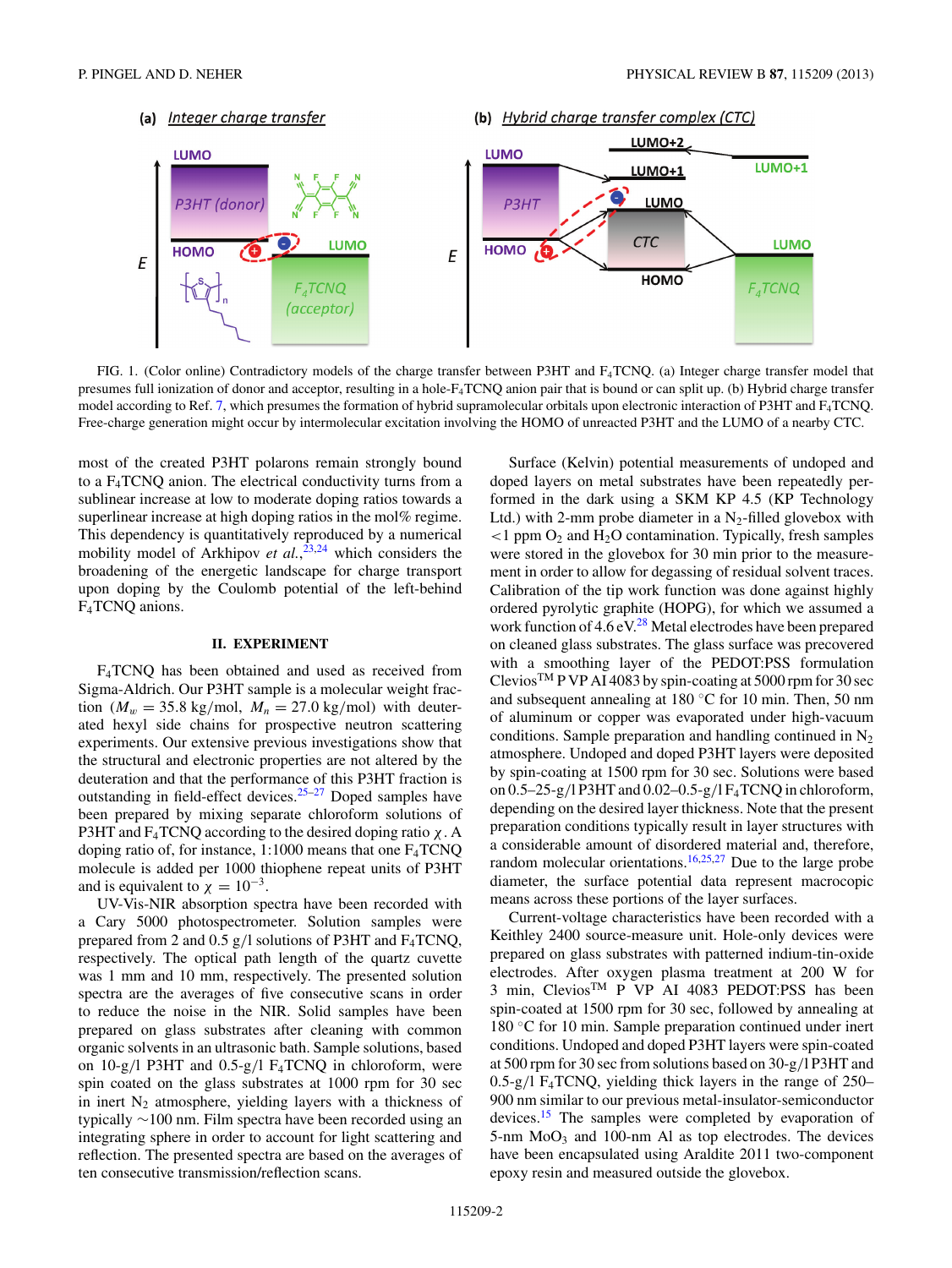FIG. 1. (Color online) Contradictory models of the charge transfer between P3HT and $F_4$TCNQ. (a) Integer charge transfer model that presumes full ionization of donor and acceptor, resulting in a hole-$F_4$TCNQ anion pair that is bound or can split up. (b) Hybrid charge transfer model according to Ref. 7, which presumes the formation of hybrid supramolecular orbitals upon electronic interaction of P3HT and $F_4$TCNQ. Free-charge generation might occur by intermolecular excitation involving the HOMO of unreacted P3HT and the LUMO of a nearby CTC.

most of the created P3HT polarons remain strongly bound to a $F_4$TCNQ anion. The electrical conductivity turns from a sublinear increase at low to moderate doping ratios towards a superlinear increase at high doping ratios in the mol% regime. This dependency is quantitatively reproduced by a numerical mobility model of Arkhipov *et al.*,[23,24] which considers the broadening of the energetic landscape for charge transport upon doping by the Coulomb potential of the left-behind $F_4$TCNQ anions.

## II. EXPERIMENT

$F_4$TCNQ has been obtained and used as received from Sigma-Aldrich. Our P3HT sample is a molecular weight fraction ($M_w = 35.8$ kg/mol, $M_n = 27.0$ kg/mol) with deuterated hexyl side chains for prospective neutron scattering experiments. Our extensive previous investigations show that the structural and electronic properties are not altered by the deuteration and that the performance of this P3HT fraction is outstanding in field-effect devices.[25–27] Doped samples have been prepared by mixing separate chloroform solutions of P3HT and $F_4$TCNQ according to the desired doping ratio $\chi$. A doping ratio of, for instance, 1:1000 means that one $F_4$TCNQ molecule is added per 1000 thiophene repeat units of P3HT and is equivalent to $\chi = 10^{-3}$.

UV-Vis-NIR absorption spectra have been recorded with a Cary 5000 photospectrometer. Solution samples were prepared from 2 and 0.5 g/l solutions of P3HT and $F_4$TCNQ, respectively. The optical path length of the quartz cuvette was 1 mm and 10 mm, respectively. The presented solution spectra are the averages of five consecutive scans in order to reduce the noise in the NIR. Solid samples have been prepared on glass substrates after cleaning with common organic solvents in an ultrasonic bath. Sample solutions, based on 10-g/l P3HT and 0.5-g/l $F_4$TCNQ in chloroform, were spin coated on the glass substrates at 1000 rpm for 30 sec in inert $N_2$ atmosphere, yielding layers with a thickness of typically ~100 nm. Film spectra have been recorded using an integrating sphere in order to account for light scattering and reflection. The presented spectra are based on the averages of ten consecutive transmission/reflection scans.

Surface (Kelvin) potential measurements of undoped and doped layers on metal substrates have been repeatedly performed in the dark using a SKM KP 4.5 (KP Technology Ltd.) with 2-mm probe diameter in a $N_2$-filled glovebox with <1 ppm $O_2$ and $H_2O$ contamination. Typically, fresh samples were stored in the glovebox for 30 min prior to the measurement in order to allow for degassing of residual solvent traces. Calibration of the tip work function was done against highly ordered pyrolytic graphite (HOPG), for which we assumed a work function of 4.6 eV.[28] Metal electrodes have been prepared on cleaned glass substrates. The glass surface was precovered with a smoothing layer of the PEDOT:PSS formulation Clevios™ P VP AI 4083 by spin-coating at 5000 rpm for 30 sec and subsequent annealing at 180 °C for 10 min. Then, 50 nm of aluminum or copper was evaporated under high-vacuum conditions. Sample preparation and handling continued in $N_2$ atmosphere. Undoped and doped P3HT layers were deposited by spin-coating at 1500 rpm for 30 sec. Solutions were based on 0.5–25-g/l P3HT and 0.02–0.5-g/l $F_4$TCNQ in chloroform, depending on the desired layer thickness. Note that the present preparation conditions typically result in layer structures with a considerable amount of disordered material and, therefore, random molecular orientations.[16,25,27] Due to the large probe diameter, the surface potential data represent macroscopic means across these portions of the layer surfaces.

Current-voltage characteristics have been recorded with a Keithley 2400 source-measure unit. Hole-only devices were prepared on glass substrates with patterned indium-tin-oxide electrodes. After oxygen plasma treatment at 200 W for 3 min, Clevios™ P VP AI 4083 PEDOT:PSS has been spin-coated at 1500 rpm for 30 sec, followed by annealing at 180 °C for 10 min. Sample preparation continued under inert conditions. Undoped and doped P3HT layers were spin-coated at 500 rpm for 30 sec from solutions based on 30-g/l P3HT and 0.5-g/l $F_4$TCNQ, yielding thick layers in the range of 250–900 nm similar to our previous metal-insulator-semiconductor devices.[15] The samples were completed by evaporation of 5-nm $MoO_3$ and 100-nm Al as top electrodes. The devices have been encapsulated using Araldite 2011 two-component epoxy resin and measured outside the glovebox.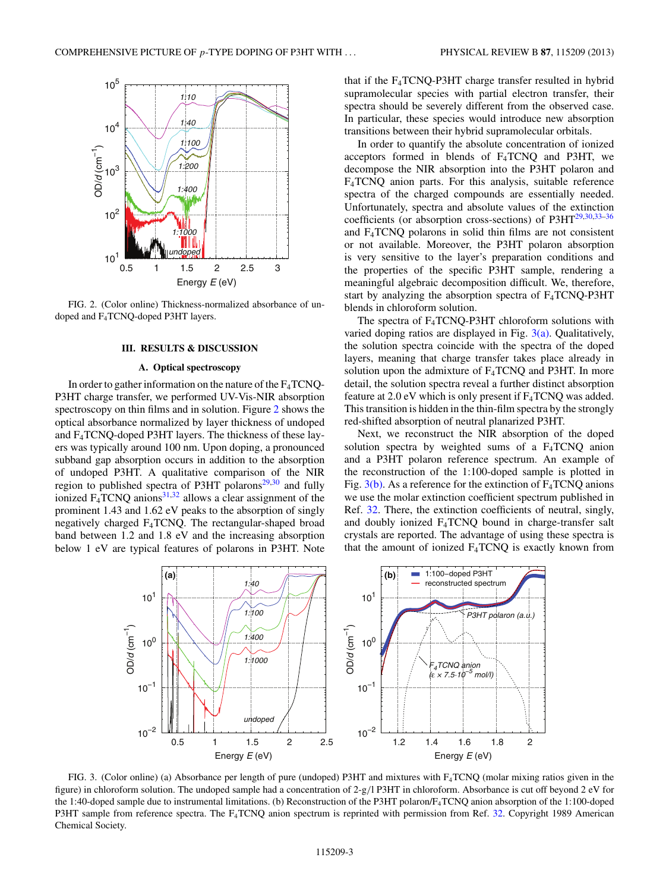FIG. 2. (Color online) Thickness-normalized absorbance of undoped and $F_4$TCNQ-doped P3HT layers.

## III. RESULTS & DISCUSSION

### A. Optical spectroscopy

In order to gather information on the nature of the $F_4$TCNQ-P3HT charge transfer, we performed UV-Vis-NIR absorption spectroscopy on thin films and in solution. Figure 2 shows the optical absorbance normalized by layer thickness of undoped and $F_4$TCNQ-doped P3HT layers. The thickness of these layers was typically around 100 nm. Upon doping, a pronounced subband gap absorption occurs in addition to the absorption of undoped P3HT. A qualitative comparison of the NIR region to published spectra of P3HT polarons[29,30] and fully ionized $F_4$TCNQ anions[31,32] allows a clear assignment of the prominent 1.43 and 1.62 eV peaks to the absorption of singly negatively charged $F_4$TCNQ. The rectangular-shaped broad band between 1.2 and 1.8 eV and the increasing absorption below 1 eV are typical features of polarons in P3HT. Note that if the $F_4$TCNQ-P3HT charge transfer resulted in hybrid supramolecular species with partial electron transfer, their spectra should be severely different from the observed case. In particular, these species would introduce new absorption transitions between their hybrid supramolecular orbitals.

In order to quantify the absolute concentration of ionized acceptors formed in blends of $F_4$TCNQ and P3HT, we decompose the NIR absorption into the P3HT polaron and $F_4$TCNQ anion parts. For this analysis, suitable reference spectra of the charged compounds are essentially needed. Unfortunately, spectra and absolute values of the extinction coefficients (or absorption cross-sections) of P3HT[29,30,33–36] and $F_4$TCNQ polarons in solid thin films are not consistent or not available. Moreover, the P3HT polaron absorption is very sensitive to the layer's preparation conditions and the properties of the specific P3HT sample, rendering a meaningful algebraic decomposition difficult. We, therefore, start by analyzing the absorption spectra of $F_4$TCNQ-P3HT blends in chloroform solution.

The spectra of $F_4$TCNQ-P3HT chloroform solutions with varied doping ratios are displayed in Fig. 3(a). Qualitatively, the solution spectra coincide with the spectra of the doped layers, meaning that charge transfer takes place already in solution upon the admixture of $F_4$TCNQ and P3HT. In more detail, the solution spectra reveal a further distinct absorption feature at 2.0 eV which is only present if $F_4$TCNQ was added. This transition is hidden in the thin-film spectra by the strongly red-shifted absorption of neutral planarized P3HT.

Next, we reconstruct the NIR absorption of the doped solution spectra by weighted sums of a $F_4$TCNQ anion and a P3HT polaron reference spectrum. An example of the reconstruction of the 1:100-doped sample is plotted in Fig. 3(b). As a reference for the extinction of $F_4$TCNQ anions we use the molar extinction coefficient spectrum published in Ref. 32. There, the extinction coefficients of neutral, singly, and doubly ionized $F_4$TCNQ bound in charge-transfer salt crystals are reported. The advantage of using these spectra is that the amount of ionized $F_4$TCNQ is exactly known from

FIG. 3. (Color online) (a) Absorbance per length of pure (undoped) P3HT and mixtures with $F_4$TCNQ (molar mixing ratios given in the figure) in chloroform solution. The undoped sample had a concentration of 2-g/l P3HT in chloroform. Absorbance is cut off beyond 2 eV for the 1:40-doped sample due to instrumental limitations. (b) Reconstruction of the P3HT polaron/$F_4$TCNQ anion absorption of the 1:100-doped P3HT sample from reference spectra. The $F_4$TCNQ anion spectrum is reprinted with permission from Ref. 32. Copyright 1989 American Chemical Society.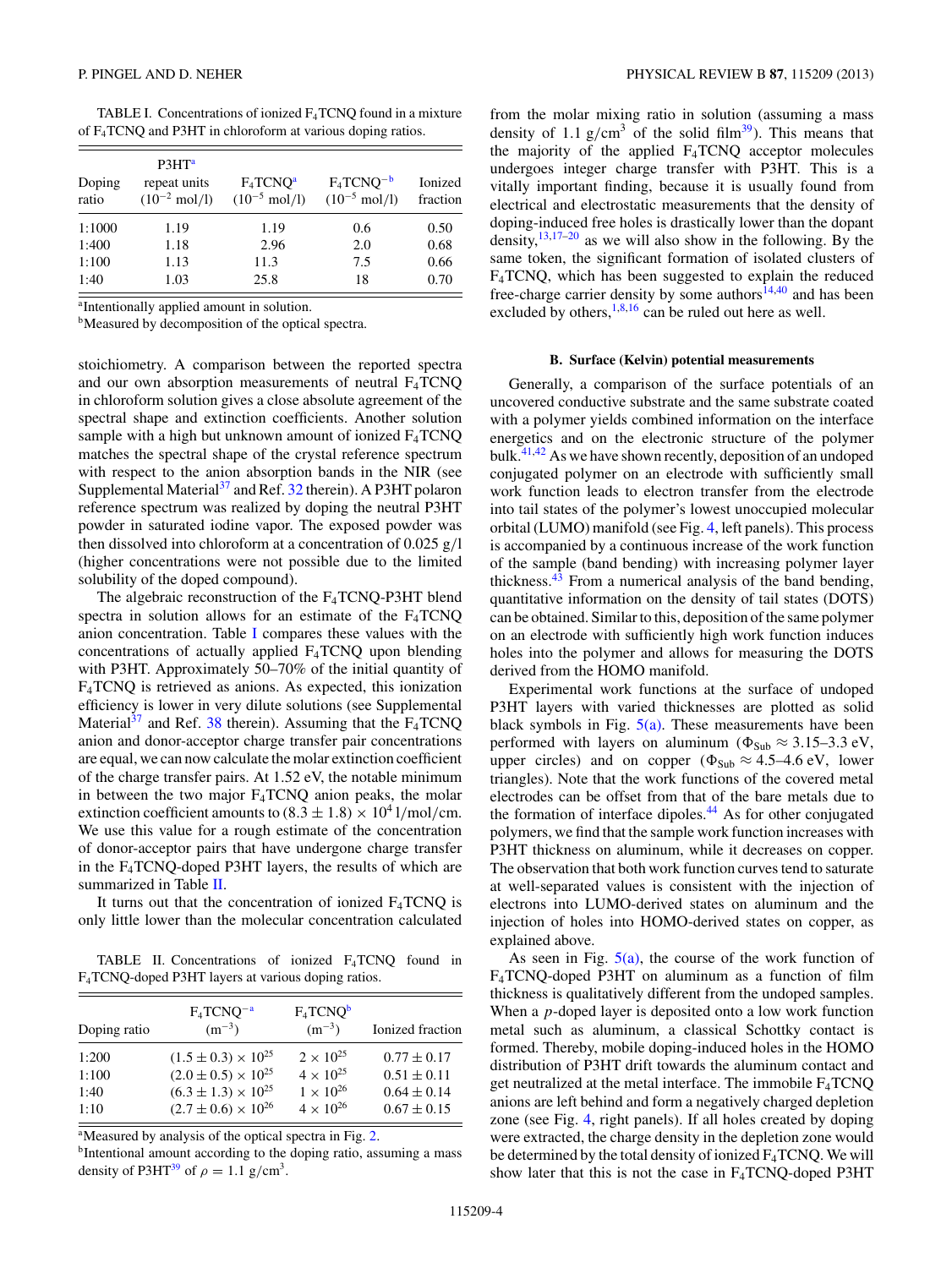TABLE I. Concentrations of ionized $F_4TCNQ$ found in a mixture of $F_4TCNQ$ and P3HT in chloroform at various doping ratios.

| Doping ratio | P3HT[a] repeat units ($10^{-2}$ mol/l) | $F_4TCNQ$[a] ($10^{-5}$ mol/l) | $F_4TCNQ^{-}$[b] ($10^{-5}$ mol/l) | Ionized fraction |
|---|---|---|---|---|
| 1:1000 | 1.19 | 1.19 | 0.6 | 0.50 |
| 1:400 | 1.18 | 2.96 | 2.0 | 0.68 |
| 1:100 | 1.13 | 11.3 | 7.5 | 0.66 |
| 1:40 | 1.03 | 25.8 | 18 | 0.70 |

[a]Intentionally applied amount in solution.
[b]Measured by decomposition of the optical spectra.

stoichiometry. A comparison between the reported spectra and our own absorption measurements of neutral $F_4TCNQ$ in chloroform solution gives a close absolute agreement of the spectral shape and extinction coefficients. Another solution sample with a high but unknown amount of ionized $F_4TCNQ$ matches the spectral shape of the crystal reference spectrum with respect to the anion absorption bands in the NIR (see Supplemental Material[37] and Ref. 32 therein). A P3HT polaron reference spectrum was realized by doping the neutral P3HT powder in saturated iodine vapor. The exposed powder was then dissolved into chloroform at a concentration of 0.025 g/l (higher concentrations were not possible due to the limited solubility of the doped compound).

The algebraic reconstruction of the $F_4TCNQ$-P3HT blend spectra in solution allows for an estimate of the $F_4TCNQ$ anion concentration. Table I compares these values with the concentrations of actually applied $F_4TCNQ$ upon blending with P3HT. Approximately 50–70% of the initial quantity of $F_4TCNQ$ is retrieved as anions. As expected, this ionization efficiency is lower in very dilute solutions (see Supplemental Material[37] and Ref. 38 therein). Assuming that the $F_4TCNQ$ anion and donor-acceptor charge transfer pair concentrations are equal, we can now calculate the molar extinction coefficient of the charge transfer pairs. At 1.52 eV, the notable minimum in between the two major $F_4TCNQ$ anion peaks, the molar extinction coefficient amounts to $(8.3 \pm 1.8) \times 10^4$ 1/mol/cm. We use this value for a rough estimate of the concentration of donor-acceptor pairs that have undergone charge transfer in the $F_4TCNQ$-doped P3HT layers, the results of which are summarized in Table II.

It turns out that the concentration of ionized $F_4TCNQ$ is only little lower than the molecular concentration calculated from the molar mixing ratio in solution (assuming a mass density of 1.1 g/cm$^3$ of the solid film[39]). This means that the majority of the applied $F_4TCNQ$ acceptor molecules undergoes integer charge transfer with P3HT. This is a vitally important finding, because it is usually found from electrical and electrostatic measurements that the density of doping-induced free holes is drastically lower than the dopant density,[13,17–20] as we will also show in the following. By the same token, the significant formation of isolated clusters of $F_4TCNQ$, which has been suggested to explain the reduced free-charge carrier density by some authors[14,40] and has been excluded by others,[1,8,16] can be ruled out here as well.

TABLE II. Concentrations of ionized $F_4TCNQ$ found in $F_4TCNQ$-doped P3HT layers at various doping ratios.

| Doping ratio | $F_4TCNQ^{-}$[a] ($m^{-3}$) | $F_4TCNQ$[b] ($m^{-3}$) | Ionized fraction |
|---|---|---|---|
| 1:200 | $(1.5 \pm 0.3) \times 10^{25}$ | $2 \times 10^{25}$ | $0.77 \pm 0.17$ |
| 1:100 | $(2.0 \pm 0.5) \times 10^{25}$ | $4 \times 10^{25}$ | $0.51 \pm 0.11$ |
| 1:40 | $(6.3 \pm 1.3) \times 10^{25}$ | $1 \times 10^{26}$ | $0.64 \pm 0.14$ |
| 1:10 | $(2.7 \pm 0.6) \times 10^{26}$ | $4 \times 10^{26}$ | $0.67 \pm 0.15$ |

[a]Measured by analysis of the optical spectra in Fig. 2.
[b]Intentional amount according to the doping ratio, assuming a mass density of P3HT[39] of $\rho = 1.1$ g/cm$^3$.

### B. Surface (Kelvin) potential measurements

Generally, a comparison of the surface potentials of an uncovered conductive substrate and the same substrate coated with a polymer yields combined information on the interface energetics and on the electronic structure of the polymer bulk.[41,42] As we have shown recently, deposition of an undoped conjugated polymer on an electrode with sufficiently small work function leads to electron transfer from the electrode into tail states of the polymer's lowest unoccupied molecular orbital (LUMO) manifold (see Fig. 4, left panels). This process is accompanied by a continuous increase of the work function of the sample (band bending) with increasing polymer layer thickness.[43] From a numerical analysis of the band bending, quantitative information on the density of tail states (DOTS) can be obtained. Similar to this, deposition of the same polymer on an electrode with sufficiently high work function induces holes into the polymer and allows for measuring the DOTS derived from the HOMO manifold.

Experimental work functions at the surface of undoped P3HT layers with varied thicknesses are plotted as solid black symbols in Fig. 5(a). These measurements have been performed with layers on aluminum ($\Phi_{\text{Sub}} \approx 3.15$–3.3 eV, upper circles) and on copper ($\Phi_{\text{Sub}} \approx 4.5$–4.6 eV, lower triangles). Note that the work functions of the covered metal electrodes can be offset from that of the bare metals due to the formation of interface dipoles.[44] As for other conjugated polymers, we find that the sample work function increases with P3HT thickness on aluminum, while it decreases on copper. The observation that both work function curves tend to saturate at well-separated values is consistent with the injection of electrons into LUMO-derived states on aluminum and the injection of holes into HOMO-derived states on copper, as explained above.

As seen in Fig. 5(a), the course of the work function of $F_4TCNQ$-doped P3HT on aluminum as a function of film thickness is qualitatively different from the undoped samples. When a *p*-doped layer is deposited onto a low work function metal such as aluminum, a classical Schottky contact is formed. Thereby, mobile doping-induced holes in the HOMO distribution of P3HT drift towards the aluminum contact and get neutralized at the metal interface. The immobile $F_4TCNQ$ anions are left behind and form a negatively charged depletion zone (see Fig. 4, right panels). If all holes created by doping were extracted, the charge density in the depletion zone would be determined by the total density of ionized $F_4TCNQ$. We will show later that this is not the case in $F_4TCNQ$-doped P3HT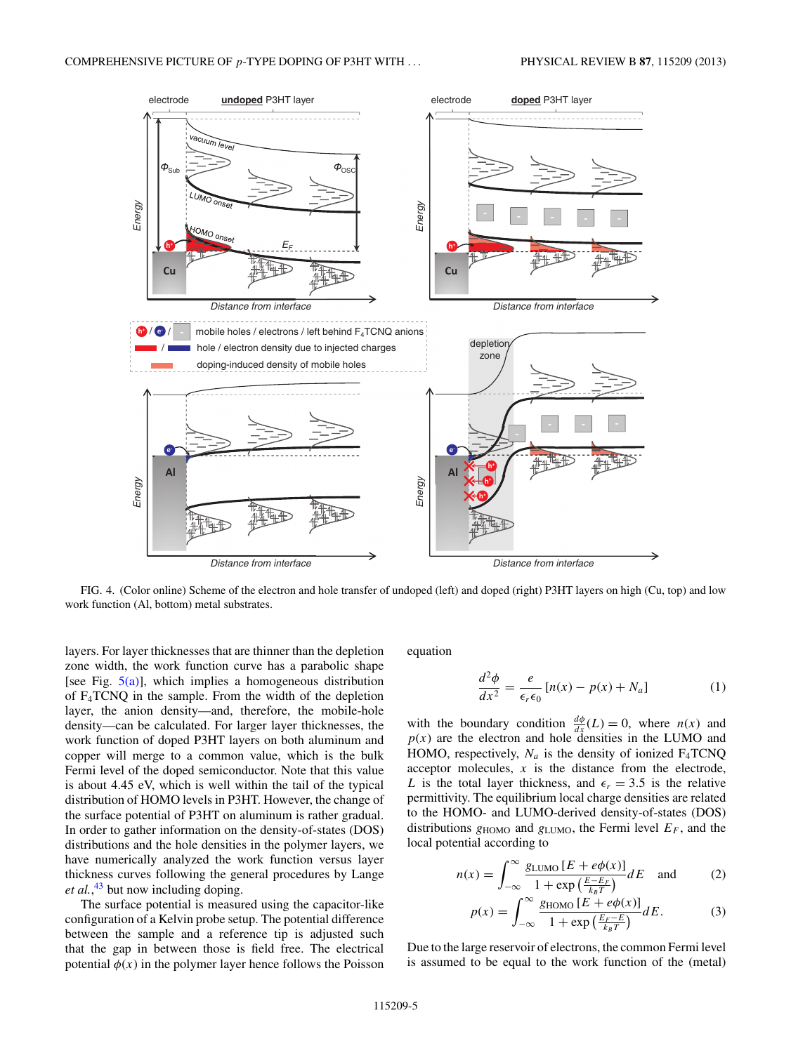FIG. 4. (Color online) Scheme of the electron and hole transfer of undoped (left) and doped (right) P3HT layers on high (Cu, top) and low work function (Al, bottom) metal substrates.

layers. For layer thicknesses that are thinner than the depletion zone width, the work function curve has a parabolic shape [see Fig. 5(a)], which implies a homogeneous distribution of $F_4TCNQ$ in the sample. From the width of the depletion layer, the anion density—and, therefore, the mobile-hole density—can be calculated. For larger layer thicknesses, the work function of doped P3HT layers on both aluminum and copper will merge to a common value, which is the bulk Fermi level of the doped semiconductor. Note that this value is about 4.45 eV, which is well within the tail of the typical distribution of HOMO levels in P3HT. However, the change of the surface potential of P3HT on aluminum is rather gradual. In order to gather information on the density-of-states (DOS) distributions and the hole densities in the polymer layers, we have numerically analyzed the work function versus layer thickness curves following the general procedures by Lange *et al.*,[43] but now including doping.

The surface potential is measured using the capacitor-like configuration of a Kelvin probe setup. The potential difference between the sample and a reference tip is adjusted such that the gap in between those is field free. The electrical potential $\phi(x)$ in the polymer layer hence follows the Poisson equation

$$\frac{d^2\phi}{dx^2} = \frac{e}{\epsilon_r\epsilon_0}[n(x) - p(x) + N_a] \tag{1}$$

with the boundary condition $\frac{d\phi}{dx}(L) = 0$, where $n(x)$ and $p(x)$ are the electron and hole densities in the LUMO and HOMO, respectively, $N_a$ is the density of ionized $F_4TCNQ$ acceptor molecules, $x$ is the distance from the electrode, $L$ is the total layer thickness, and $\epsilon_r = 3.5$ is the relative permittivity. The equilibrium local charge densities are related to the HOMO- and LUMO-derived density-of-states (DOS) distributions $g_{\mathrm{HOMO}}$ and $g_{\mathrm{LUMO}}$, the Fermi level $E_F$, and the local potential according to

$$n(x) = \int_{-\infty}^{\infty} \frac{g_{\mathrm{LUMO}}[E + e\phi(x)]}{1 + \exp\left(\frac{E-E_F}{k_BT}\right)} dE \quad \text{and} \tag{2}$$

$$p(x) = \int_{-\infty}^{\infty} \frac{g_{\mathrm{HOMO}}[E + e\phi(x)]}{1 + \exp\left(\frac{E_F-E}{k_BT}\right)} dE. \tag{3}$$

Due to the large reservoir of electrons, the common Fermi level is assumed to be equal to the work function of the (metal)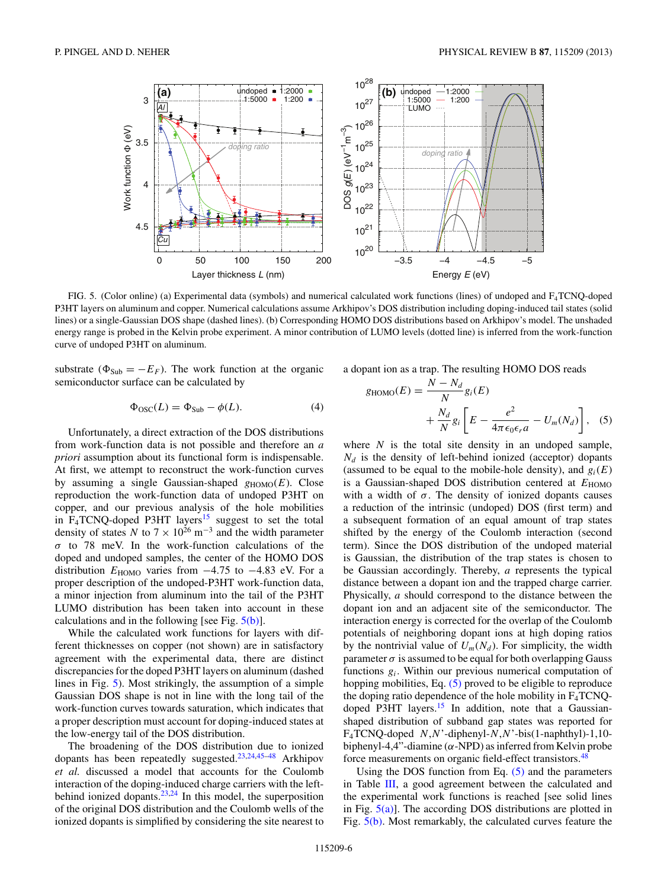FIG. 5. (Color online) (a) Experimental data (symbols) and numerical calculated work functions (lines) of undoped and $F_4$TCNQ-doped P3HT layers on aluminum and copper. Numerical calculations assume Arkhipov's DOS distribution including doping-induced tail states (solid lines) or a single-Gaussian DOS shape (dashed lines). (b) Corresponding HOMO DOS distributions based on Arkhipov's model. The unshaded energy range is probed in the Kelvin probe experiment. A minor contribution of LUMO levels (dotted line) is inferred from the work-function curve of undoped P3HT on aluminum.

substrate ($\Phi_{\mathrm{Sub}} = -E_F$). The work function at the organic semiconductor surface can be calculated by

$$\Phi_{\mathrm{OSC}}(L) = \Phi_{\mathrm{Sub}} - \phi(L). \tag{4}$$

Unfortunately, a direct extraction of the DOS distributions from work-function data is not possible and therefore an *a priori* assumption about its functional form is indispensable. At first, we attempt to reconstruct the work-function curves by assuming a single Gaussian-shaped $g_{\mathrm{HOMO}}(E)$. Close reproduction the work-function data of undoped P3HT on copper, and our previous analysis of the hole mobilities in $F_4$TCNQ-doped P3HT layers[15] suggest to set the total density of states $N$ to $7 \times 10^{26}$ m$^{-3}$ and the width parameter $\sigma$ to 78 meV. In the work-function calculations of the doped and undoped samples, the center of the HOMO DOS distribution $E_{\mathrm{HOMO}}$ varies from $-4.75$ to $-4.83$ eV. For a proper description of the undoped-P3HT work-function data, a minor injection from aluminum into the tail of the P3HT LUMO distribution has been taken into account in these calculations and in the following [see Fig. 5(b)].

While the calculated work functions for layers with different thicknesses on copper (not shown) are in satisfactory agreement with the experimental data, there are distinct discrepancies for the doped P3HT layers on aluminum (dashed lines in Fig. 5). Most strikingly, the assumption of a simple Gaussian DOS shape is not in line with the long tail of the work-function curves towards saturation, which indicates that a proper description must account for doping-induced states at the low-energy tail of the DOS distribution.

The broadening of the DOS distribution due to ionized dopants has been repeatedly suggested.[23,24,45–48] Arkhipov *et al.* discussed a model that accounts for the Coulomb interaction of the doping-induced charge carriers with the left-behind ionized dopants.[23,24] In this model, the superposition of the original DOS distribution and the Coulomb wells of the ionized dopants is simplified by considering the site nearest to a dopant ion as a trap. The resulting HOMO DOS reads

$$g_{\mathrm{HOMO}}(E) = \frac{N - N_d}{N} g_i(E) + \frac{N_d}{N} g_i\left[E - \frac{e^2}{4\pi\epsilon_0\epsilon_r a} - U_m(N_d)\right], \tag{5}$$

where $N$ is the total site density in an undoped sample, $N_d$ is the density of left-behind ionized (acceptor) dopants (assumed to be equal to the mobile-hole density), and $g_i(E)$ is a Gaussian-shaped DOS distribution centered at $E_{\mathrm{HOMO}}$ with a width of $\sigma$. The density of ionized dopants causes a reduction of the intrinsic (undoped) DOS (first term) and a subsequent formation of an equal amount of trap states shifted by the energy of the Coulomb interaction (second term). Since the DOS distribution of the undoped material is Gaussian, the distribution of the trap states is chosen to be Gaussian accordingly. Thereby, $a$ represents the typical distance between a dopant ion and the trapped charge carrier. Physically, $a$ should correspond to the distance between the dopant ion and an adjacent site of the semiconductor. The interaction energy is corrected for the overlap of the Coulomb potentials of neighboring dopant ions at high doping ratios by the nontrivial value of $U_m(N_d)$. For simplicity, the width parameter $\sigma$ is assumed to be equal for both overlapping Gauss functions $g_i$. Within our previous numerical computation of hopping mobilities, Eq. (5) proved to be eligible to reproduce the doping ratio dependence of the hole mobility in $F_4$TCNQ-doped P3HT layers.[15] In addition, note that a Gaussian-shaped distribution of subband gap states was reported for $F_4$TCNQ-doped $N,N'$-diphenyl-$N,N'$-bis(1-naphthyl)-1,10-biphenyl-4,4"-diamine ($\alpha$-NPD) as inferred from Kelvin probe force measurements on organic field-effect transistors.[48]

Using the DOS function from Eq. (5) and the parameters in Table III, a good agreement between the calculated and the experimental work functions is reached [see solid lines in Fig. 5(a)]. The according DOS distributions are plotted in Fig. 5(b). Most remarkably, the calculated curves feature the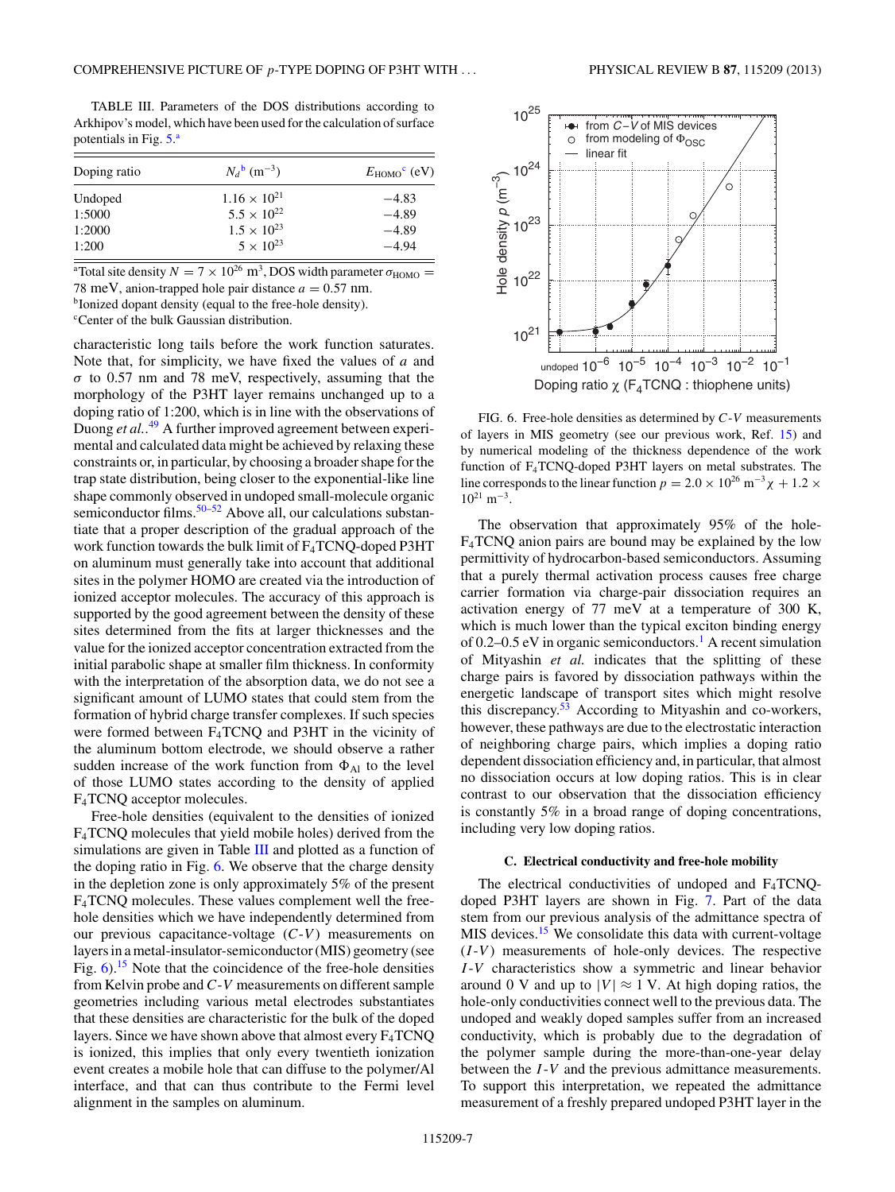TABLE III. Parameters of the DOS distributions according to Arkhipov's model, which have been used for the calculation of surface potentials in Fig. 5.[a]

| Doping ratio | $N_d$[b] ($m^{-3}$) | $E_{HOMO}$[c] (eV) |
|---|---|---|
| Undoped | $1.16 \times 10^{21}$ | −4.83 |
| 1:5000 | $5.5 \times 10^{22}$ | −4.89 |
| 1:2000 | $1.5 \times 10^{23}$ | −4.89 |
| 1:200 | $5 \times 10^{23}$ | −4.94 |

[a]Total site density $N = 7 \times 10^{26}$ $m^3$, DOS width parameter $\sigma_{HOMO} =$ 78 meV, anion-trapped hole pair distance $a = 0.57$ nm.
[b]Ionized dopant density (equal to the free-hole density).
[c]Center of the bulk Gaussian distribution.

characteristic long tails before the work function saturates. Note that, for simplicity, we have fixed the values of $a$ and $\sigma$ to 0.57 nm and 78 meV, respectively, assuming that the morphology of the P3HT layer remains unchanged up to a doping ratio of 1:200, which is in line with the observations of Duong *et al.*.[49] A further improved agreement between experimental and calculated data might be achieved by relaxing these constraints or, in particular, by choosing a broader shape for the trap state distribution, being closer to the exponential-like line shape commonly observed in undoped small-molecule organic semiconductor films.[50–52] Above all, our calculations substantiate that a proper description of the gradual approach of the work function towards the bulk limit of $F_4$TCNQ-doped P3HT on aluminum must generally take into account that additional sites in the polymer HOMO are created via the introduction of ionized acceptor molecules. The accuracy of this approach is supported by the good agreement between the density of these sites determined from the fits at larger thicknesses and the value for the ionized acceptor concentration extracted from the initial parabolic shape at smaller film thickness. In conformity with the interpretation of the absorption data, we do not see a significant amount of LUMO states that could stem from the formation of hybrid charge transfer complexes. If such species were formed between $F_4$TCNQ and P3HT in the vicinity of the aluminum bottom electrode, we should observe a rather sudden increase of the work function from $\Phi_{Al}$ to the level of those LUMO states according to the density of applied $F_4$TCNQ acceptor molecules.

Free-hole densities (equivalent to the densities of ionized $F_4$TCNQ molecules that yield mobile holes) derived from the simulations are given in Table III and plotted as a function of the doping ratio in Fig. 6. We observe that the charge density in the depletion zone is only approximately 5% of the present $F_4$TCNQ molecules. These values complement well the free-hole densities which we have independently determined from our previous capacitance-voltage ($C$-$V$) measurements on layers in a metal-insulator-semiconductor (MIS) geometry (see Fig. 6).[15] Note that the coincidence of the free-hole densities from Kelvin probe and $C$-$V$ measurements on different sample geometries including various metal electrodes substantiates that these densities are characteristic for the bulk of the doped layers. Since we have shown above that almost every $F_4$TCNQ is ionized, this implies that only every twentieth ionization event creates a mobile hole that can diffuse to the polymer/Al interface, and that can thus contribute to the Fermi level alignment in the samples on aluminum.

FIG. 6. Free-hole densities as determined by $C$-$V$ measurements of layers in MIS geometry (see our previous work, Ref. 15) and by numerical modeling of the thickness dependence of the work function of $F_4$TCNQ-doped P3HT layers on metal substrates. The line corresponds to the linear function $p = 2.0 \times 10^{26}$ $m^{-3}\chi + 1.2 \times 10^{21}$ $m^{-3}$.

The observation that approximately 95% of the hole-$F_4$TCNQ anion pairs are bound may be explained by the low permittivity of hydrocarbon-based semiconductors. Assuming that a purely thermal activation process causes free charge carrier formation via charge-pair dissociation requires an activation energy of 77 meV at a temperature of 300 K, which is much lower than the typical exciton binding energy of 0.2–0.5 eV in organic semiconductors.[1] A recent simulation of Mityashin *et al.* indicates that the splitting of these charge pairs is favored by dissociation pathways within the energetic landscape of transport sites which might resolve this discrepancy.[53] According to Mityashin and co-workers, however, these pathways are due to the electrostatic interaction of neighboring charge pairs, which implies a doping ratio dependent dissociation efficiency and, in particular, that almost no dissociation occurs at low doping ratios. This is in clear contrast to our observation that the dissociation efficiency is constantly 5% in a broad range of doping concentrations, including very low doping ratios.

### C. Electrical conductivity and free-hole mobility

The electrical conductivities of undoped and $F_4$TCNQ-doped P3HT layers are shown in Fig. 7. Part of the data stem from our previous analysis of the admittance spectra of MIS devices.[15] We consolidate this data with current-voltage ($I$-$V$) measurements of hole-only devices. The respective $I$-$V$ characteristics show a symmetric and linear behavior around 0 V and up to $|V| \approx 1$ V. At high doping ratios, the hole-only conductivities connect well to the previous data. The undoped and weakly doped samples suffer from an increased conductivity, which is probably due to the degradation of the polymer sample during the more-than-one-year delay between the $I$-$V$ and the previous admittance measurements. To support this interpretation, we repeated the admittance measurement of a freshly prepared undoped P3HT layer in the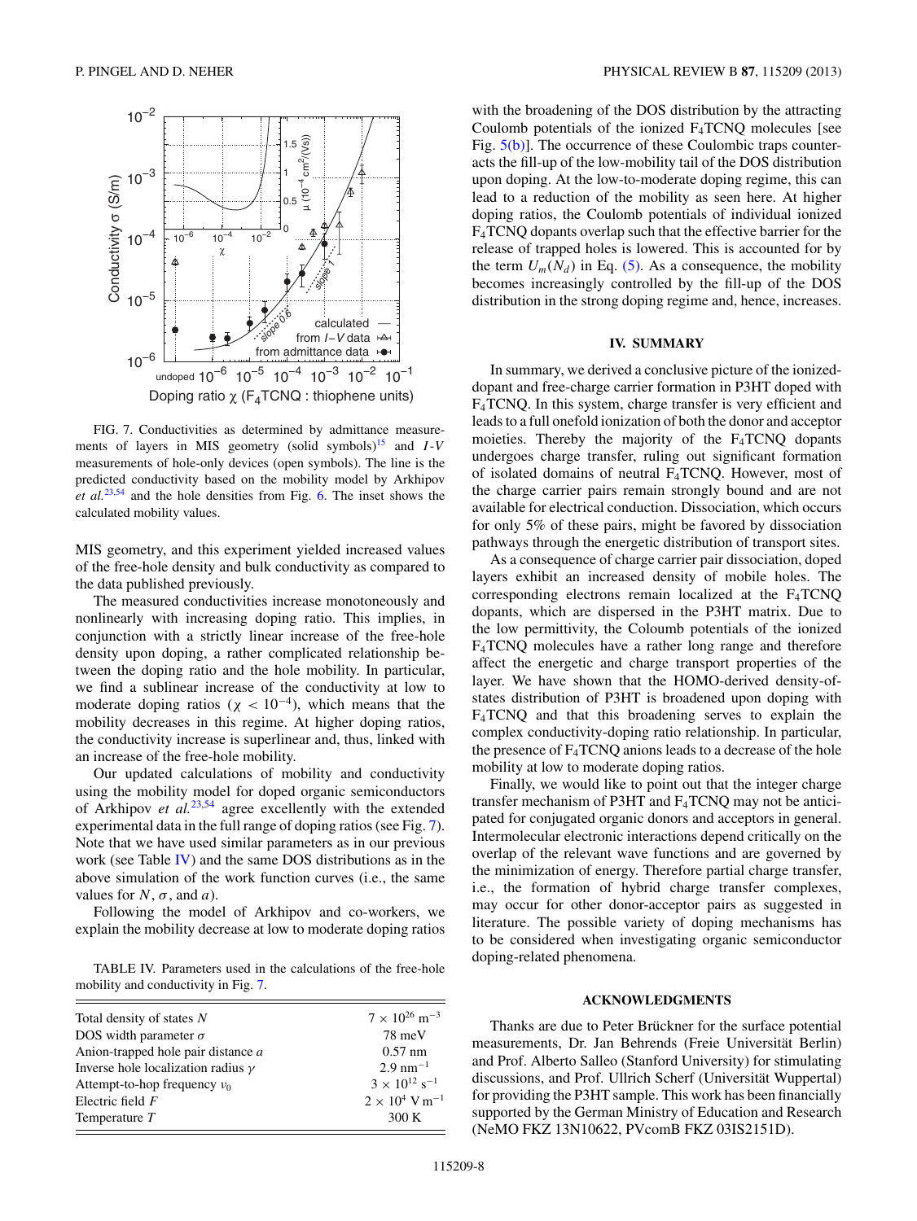FIG. 7. Conductivities as determined by admittance measurements of layers in MIS geometry (solid symbols)[15] and $I$-$V$ measurements of hole-only devices (open symbols). The line is the predicted conductivity based on the mobility model by Arkhipov *et al.*[23,54] and the hole densities from Fig. 6. The inset shows the calculated mobility values.

MIS geometry, and this experiment yielded increased values of the free-hole density and bulk conductivity as compared to the data published previously.

The measured conductivities increase monotoneously and nonlinearly with increasing doping ratio. This implies, in conjunction with a strictly linear increase of the free-hole density upon doping, a rather complicated relationship between the doping ratio and the hole mobility. In particular, we find a sublinear increase of the conductivity at low to moderate doping ratios ($\chi < 10^{-4}$), which means that the mobility decreases in this regime. At higher doping ratios, the conductivity increase is superlinear and, thus, linked with an increase of the free-hole mobility.

Our updated calculations of mobility and conductivity using the mobility model for doped organic semiconductors of Arkhipov *et al.*[23,54] agree excellently with the extended experimental data in the full range of doping ratios (see Fig. 7). Note that we have used similar parameters as in our previous work (see Table IV) and the same DOS distributions as in the above simulation of the work function curves (i.e., the same values for $N$, $\sigma$, and $a$).

Following the model of Arkhipov and co-workers, we explain the mobility decrease at low to moderate doping ratios with the broadening of the DOS distribution by the attracting Coulomb potentials of the ionized $F_4TCNQ$ molecules [see Fig. 5(b)]. The occurrence of these Coulombic traps counteracts the fill-up of the low-mobility tail of the DOS distribution upon doping. At the low-to-moderate doping regime, this can lead to a reduction of the mobility as seen here. At higher doping ratios, the Coulomb potentials of individual ionized $F_4TCNQ$ dopants overlap such that the effective barrier for the release of trapped holes is lowered. This is accounted for by the term $U_m(N_d)$ in Eq. (5). As a consequence, the mobility becomes increasingly controlled by the fill-up of the DOS distribution in the strong doping regime and, hence, increases.

TABLE IV. Parameters used in the calculations of the free-hole mobility and conductivity in Fig. 7.

| | |
|---|---|
| Total density of states $N$ | $7 \times 10^{26}$ m$^{-3}$ |
| DOS width parameter $\sigma$ | 78 meV |
| Anion-trapped hole pair distance $a$ | 0.57 nm |
| Inverse hole localization radius $\gamma$ | 2.9 nm$^{-1}$ |
| Attempt-to-hop frequency $\nu_0$ | $3 \times 10^{12}$ s$^{-1}$ |
| Electric field $F$ | $2 \times 10^{4}$ V m$^{-1}$ |
| Temperature $T$ | 300 K |

## IV. SUMMARY

In summary, we derived a conclusive picture of the ionized-dopant and free-charge carrier formation in P3HT doped with $F_4TCNQ$. In this system, charge transfer is very efficient and leads to a full onefold ionization of both the donor and acceptor moieties. Thereby the majority of the $F_4TCNQ$ dopants undergoes charge transfer, ruling out significant formation of isolated domains of neutral $F_4TCNQ$. However, most of the charge carrier pairs remain strongly bound and are not available for electrical conduction. Dissociation, which occurs for only 5% of these pairs, might be favored by dissociation pathways through the energetic distribution of transport sites.

As a consequence of charge carrier pair dissociation, doped layers exhibit an increased density of mobile holes. The corresponding electrons remain localized at the $F_4TCNQ$ dopants, which are dispersed in the P3HT matrix. Due to the low permittivity, the Coloumb potentials of the ionized $F_4TCNQ$ molecules have a rather long range and therefore affect the energetic and charge transport properties of the layer. We have shown that the HOMO-derived density-of-states distribution of P3HT is broadened upon doping with $F_4TCNQ$ and that this broadening serves to explain the complex conductivity-doping ratio relationship. In particular, the presence of $F_4TCNQ$ anions leads to a decrease of the hole mobility at low to moderate doping ratios.

Finally, we would like to point out that the integer charge transfer mechanism of P3HT and $F_4TCNQ$ may not be anticipated for conjugated organic donors and acceptors in general. Intermolecular electronic interactions depend critically on the overlap of the relevant wave functions and are governed by the minimization of energy. Therefore partial charge transfer, i.e., the formation of hybrid charge transfer complexes, may occur for other donor-acceptor pairs as suggested in literature. The possible variety of doping mechanisms has to be considered when investigating organic semiconductor doping-related phenomena.

## ACKNOWLEDGMENTS

Thanks are due to Peter Brückner for the surface potential measurements, Dr. Jan Behrends (Freie Universität Berlin) and Prof. Alberto Salleo (Stanford University) for stimulating discussions, and Prof. Ullrich Scherf (Universität Wuppertal) for providing the P3HT sample. This work has been financially supported by the German Ministry of Education and Research (NeMO FKZ 13N10622, PVcomB FKZ 03IS2151D).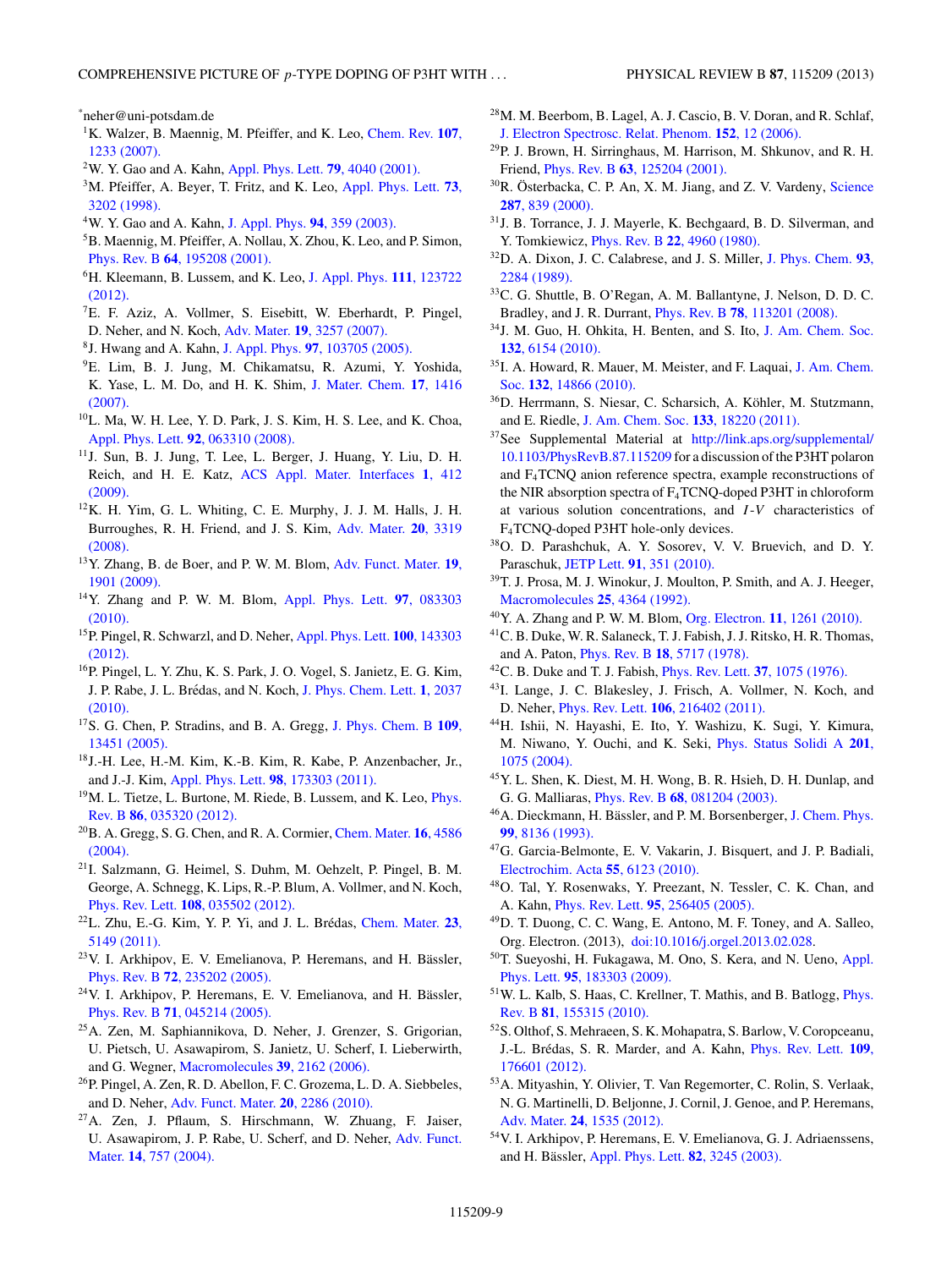*neher@uni-potsdam.de

[1]K. Walzer, B. Maennig, M. Pfeiffer, and K. Leo, Chem. Rev. **107**, 1233 (2007).

[2]W. Y. Gao and A. Kahn, Appl. Phys. Lett. **79**, 4040 (2001).

[3]M. Pfeiffer, A. Beyer, T. Fritz, and K. Leo, Appl. Phys. Lett. **73**, 3202 (1998).

[4]W. Y. Gao and A. Kahn, J. Appl. Phys. **94**, 359 (2003).

[5]B. Maennig, M. Pfeiffer, A. Nollau, X. Zhou, K. Leo, and P. Simon, Phys. Rev. B **64**, 195208 (2001).

[6]H. Kleemann, B. Lussem, and K. Leo, J. Appl. Phys. **111**, 123722 (2012).

[7]E. F. Aziz, A. Vollmer, S. Eisebitt, W. Eberhardt, P. Pingel, D. Neher, and N. Koch, Adv. Mater. **19**, 3257 (2007).

[8]J. Hwang and A. Kahn, J. Appl. Phys. **97**, 103705 (2005).

[9]E. Lim, B. J. Jung, M. Chikamatsu, R. Azumi, Y. Yoshida, K. Yase, L. M. Do, and H. K. Shim, J. Mater. Chem. **17**, 1416 (2007).

[10]L. Ma, W. H. Lee, Y. D. Park, J. S. Kim, H. S. Lee, and K. Choa, Appl. Phys. Lett. **92**, 063310 (2008).

[11]J. Sun, B. J. Jung, T. Lee, L. Berger, J. Huang, Y. Liu, D. H. Reich, and H. E. Katz, ACS Appl. Mater. Interfaces **1**, 412 (2009).

[12]K. H. Yim, G. L. Whiting, C. E. Murphy, J. J. M. Halls, J. H. Burroughes, R. H. Friend, and J. S. Kim, Adv. Mater. **20**, 3319 (2008).

[13]Y. Zhang, B. de Boer, and P. W. M. Blom, Adv. Funct. Mater. **19**, 1901 (2009).

[14]Y. Zhang and P. W. M. Blom, Appl. Phys. Lett. **97**, 083303 (2010).

[15]P. Pingel, R. Schwarzl, and D. Neher, Appl. Phys. Lett. **100**, 143303 (2012).

[16]P. Pingel, L. Y. Zhu, K. S. Park, J. O. Vogel, S. Janietz, E. G. Kim, J. P. Rabe, J. L. Brédas, and N. Koch, J. Phys. Chem. Lett. **1**, 2037 (2010).

[17]S. G. Chen, P. Stradins, and B. A. Gregg, J. Phys. Chem. B **109**, 13451 (2005).

[18]J.-H. Lee, H.-M. Kim, K.-B. Kim, R. Kabe, P. Anzenbacher, Jr., and J.-J. Kim, Appl. Phys. Lett. **98**, 173303 (2011).

[19]M. L. Tietze, L. Burtone, M. Riede, B. Lussem, and K. Leo, Phys. Rev. B **86**, 035320 (2012).

[20]B. A. Gregg, S. G. Chen, and R. A. Cormier, Chem. Mater. **16**, 4586 (2004).

[21]I. Salzmann, G. Heimel, S. Duhm, M. Oehzelt, P. Pingel, B. M. George, A. Schnegg, K. Lips, R.-P. Blum, A. Vollmer, and N. Koch, Phys. Rev. Lett. **108**, 035502 (2012).

[22]L. Zhu, E.-G. Kim, Y. P. Yi, and J. L. Brédas, Chem. Mater. **23**, 5149 (2011).

[23]V. I. Arkhipov, E. V. Emelianova, P. Heremans, and H. Bässler, Phys. Rev. B **72**, 235202 (2005).

[24]V. I. Arkhipov, P. Heremans, E. V. Emelianova, and H. Bässler, Phys. Rev. B **71**, 045214 (2005).

[25]A. Zen, M. Saphiannikova, D. Neher, J. Grenzer, S. Grigorian, U. Pietsch, U. Asawapirom, S. Janietz, U. Scherf, I. Lieberwirth, and G. Wegner, Macromolecules **39**, 2162 (2006).

[26]P. Pingel, A. Zen, R. D. Abellon, F. C. Grozema, L. D. A. Siebbeles, and D. Neher, Adv. Funct. Mater. **20**, 2286 (2010).

[27]A. Zen, J. Pflaum, S. Hirschmann, W. Zhuang, F. Jaiser, U. Asawapirom, J. P. Rabe, U. Scherf, and D. Neher, Adv. Funct. Mater. **14**, 757 (2004).

[28]M. M. Beerbom, B. Lagel, A. J. Cascio, B. V. Doran, and R. Schlaf, J. Electron Spectrosc. Relat. Phenom. **152**, 12 (2006).

[29]P. J. Brown, H. Sirringhaus, M. Harrison, M. Shkunov, and R. H. Friend, Phys. Rev. B **63**, 125204 (2001).

[30]R. Österbacka, C. P. An, X. M. Jiang, and Z. V. Vardeny, Science **287**, 839 (2000).

[31]J. B. Torrance, J. J. Mayerle, K. Bechgaard, B. D. Silverman, and Y. Tomkiewicz, Phys. Rev. B **22**, 4960 (1980).

[32]D. A. Dixon, J. C. Calabrese, and J. S. Miller, J. Phys. Chem. **93**, 2284 (1989).

[33]C. G. Shuttle, B. O'Regan, A. M. Ballantyne, J. Nelson, D. D. C. Bradley, and J. R. Durrant, Phys. Rev. B **78**, 113201 (2008).

[34]J. M. Guo, H. Ohkita, H. Benten, and S. Ito, J. Am. Chem. Soc. **132**, 6154 (2010).

[35]I. A. Howard, R. Mauer, M. Meister, and F. Laquai, J. Am. Chem. Soc. **132**, 14866 (2010).

[36]D. Herrmann, S. Niesar, C. Scharsich, A. Köhler, M. Stutzmann, and E. Riedle, J. Am. Chem. Soc. **133**, 18220 (2011).

[37]See Supplemental Material at http://link.aps.org/supplemental/10.1103/PhysRevB.87.115209 for a discussion of the P3HT polaron and $F_4$TCNQ anion reference spectra, example reconstructions of the NIR absorption spectra of $F_4$TCNQ-doped P3HT in chloroform at various solution concentrations, and $I$-$V$ characteristics of $F_4$TCNQ-doped P3HT hole-only devices.

[38]O. D. Parashchuk, A. Y. Sosorev, V. V. Bruevich, and D. Y. Paraschuk, JETP Lett. **91**, 351 (2010).

[39]T. J. Prosa, M. J. Winokur, J. Moulton, P. Smith, and A. J. Heeger, Macromolecules **25**, 4364 (1992).

[40]Y. A. Zhang and P. W. M. Blom, Org. Electron. **11**, 1261 (2010).

[41]C. B. Duke, W. R. Salaneck, T. J. Fabish, J. J. Ritsko, H. R. Thomas, and A. Paton, Phys. Rev. B **18**, 5717 (1978).

[42]C. B. Duke and T. J. Fabish, Phys. Rev. Lett. **37**, 1075 (1976).

[43]I. Lange, J. C. Blakesley, J. Frisch, A. Vollmer, N. Koch, and D. Neher, Phys. Rev. Lett. **106**, 216402 (2011).

[44]H. Ishii, N. Hayashi, E. Ito, Y. Washizu, K. Sugi, Y. Kimura, M. Niwano, Y. Ouchi, and K. Seki, Phys. Status Solidi A **201**, 1075 (2004).

[45]Y. L. Shen, K. Diest, M. H. Wong, B. R. Hsieh, D. H. Dunlap, and G. G. Malliaras, Phys. Rev. B **68**, 081204 (2003).

[46]A. Dieckmann, H. Bässler, and P. M. Borsenberger, J. Chem. Phys. **99**, 8136 (1993).

[47]G. Garcia-Belmonte, E. V. Vakarin, J. Bisquert, and J. P. Badiali, Electrochim. Acta **55**, 6123 (2010).

[48]O. Tal, Y. Rosenwaks, Y. Preezant, N. Tessler, C. K. Chan, and A. Kahn, Phys. Rev. Lett. **95**, 256405 (2005).

[49]D. T. Duong, C. C. Wang, E. Antono, M. F. Toney, and A. Salleo, Org. Electron. (2013), doi:10.1016/j.orgel.2013.02.028.

[50]T. Sueyoshi, H. Fukagawa, M. Ono, S. Kera, and N. Ueno, Appl. Phys. Lett. **95**, 183303 (2009).

[51]W. L. Kalb, S. Haas, C. Krellner, T. Mathis, and B. Batlogg, Phys. Rev. B **81**, 155315 (2010).

[52]S. Olthof, S. Mehraeen, S. K. Mohapatra, S. Barlow, V. Coropceanu, J.-L. Brédas, S. R. Marder, and A. Kahn, Phys. Rev. Lett. **109**, 176601 (2012).

[53]A. Mityashin, Y. Olivier, T. Van Regemorter, C. Rolin, S. Verlaak, N. G. Martinelli, D. Beljonne, J. Cornil, J. Genoe, and P. Heremans, Adv. Mater. **24**, 1535 (2012).

[54]V. I. Arkhipov, P. Heremans, E. V. Emelianova, G. J. Adriaenssens, and H. Bässler, Appl. Phys. Lett. **82**, 3245 (2003).